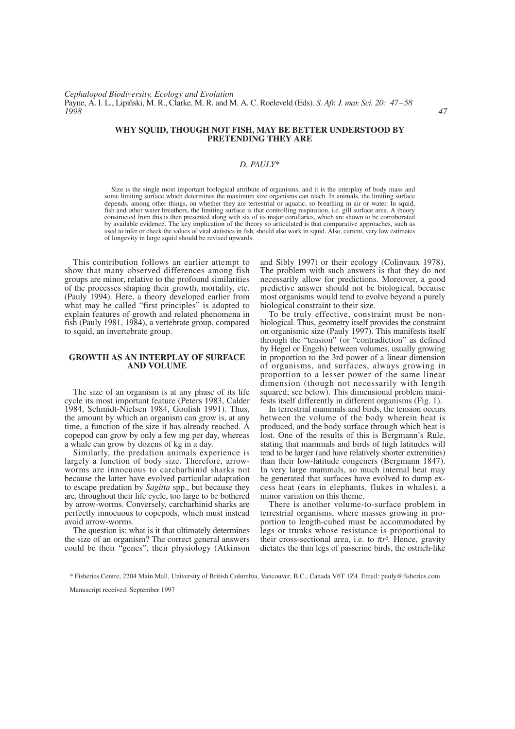# WHY SQUID, THOUGH NOT FISH, MAY BE BETTER UNDERSTOOD BY PRETENDING THEY ARE

*D. PAULY*\*

Size is the single most important biological attribute of organisms, and it is the interplay of body mass and some limiting surface which determines the maximum size organisms can reach. In animals, the limiting surface depends, among other things, on whether they are terrestrial or aquatic, so breathing in air or water. In squid, fish and other water breathers, the limiting surface is that controlling respiration, i.e. gill surface area. A theory constructed from this is then presented along with six of its major corollaries, which are shown to be corroborated by available evidence. The key implication of the theory so articulated is that comparative approaches, such as used to infer or check the values of vital statistics in fish, should also work in squid. Also, current, very low estimates of longevity in large squid should be revised upwards.

This contribution follows an earlier attempt to show that many observed differences among fish groups are minor, relative to the profound similarities of the processes shaping their growth, mortality, etc. (Pauly 1994). Here, a theory developed earlier from what may be called "first principles" is adapted to explain features of growth and related phenomena in fish (Pauly 1981, 1984), a vertebrate group, compared to squid, an invertebrate group.

## GROWTH AS AN INTERPLAY OF SURFACE AND VOLUME

The size of an organism is at any phase of its life cycle its most important feature (Peters 1983, Calder 1984, Schmidt-Nielsen 1984, Goolish 1991). Thus, the amount by which an organism can grow is, at any time, a function of the size it has already reached. A copepod can grow by only a few mg per day, whereas a whale can grow by dozens of kg in a day.

Similarly, the predation animals experience is largely a function of body size. Therefore, arrow-worms are innocuous to carcharhinid sharks not because the latter have evolved particular adaptation to escape predation by *Sagitta* spp., but because they are, throughout their life cycle, too large to be bothered by arrow-worms. Conversely, carcharhinid sharks are perfectly innocuous to copepods, which must instead avoid arrow-worms.

The question is: what is it that ultimately determines the size of an organism? The correct general answers could be their "genes", their physiology (Atkinson and Sibly 1997) or their ecology (Colinvaux 1978). The problem with such answers is that they do not necessarily allow for predictions. Moreover, a good predictive answer should not be biological, because most organisms would tend to evolve beyond a purely biological constraint to their size.

To be truly effective, constraint must be non-biological. Thus, geometry itself provides the constraint on organismic size (Pauly 1997). This manifests itself through the "tension" (or "contradiction" as defined by Hegel or Engels) between volumes, usually growing in proportion to the 3rd power of a linear dimension of organisms, and surfaces, always growing in proportion to a lesser power of the same linear dimension (though not necessarily with length squared; see below). This dimensional problem manifests itself differently in different organisms (Fig. 1).

In terrestrial mammals and birds, the tension occurs between the volume of the body wherein heat is produced, and the body surface through which heat is lost. One of the results of this is Bergmann's Rule, stating that mammals and birds of high latitudes will tend to be larger (and have relatively shorter extremities) than their low-latitude congeners (Bergmann 1847). In very large mammals, so much internal heat may be generated that surfaces have evolved to dump excess heat (ears in elephants, flukes in whales), a minor variation on this theme.

There is another volume-to-surface problem in terrestrial organisms, where masses growing in proportion to length-cubed must be accommodated by legs or trunks whose resistance is proportional to their cross-sectional area, i.e. to $\pi r^2$. Hence, gravity dictates the thin legs of passerine birds, the ostrich-like

\* Fisheries Centre, 2204 Main Mall, University of British Columbia, Vancouver, B.C., Canada V6T 1Z4. Email: pauly@fisheries.com

Manuscript received: September 1997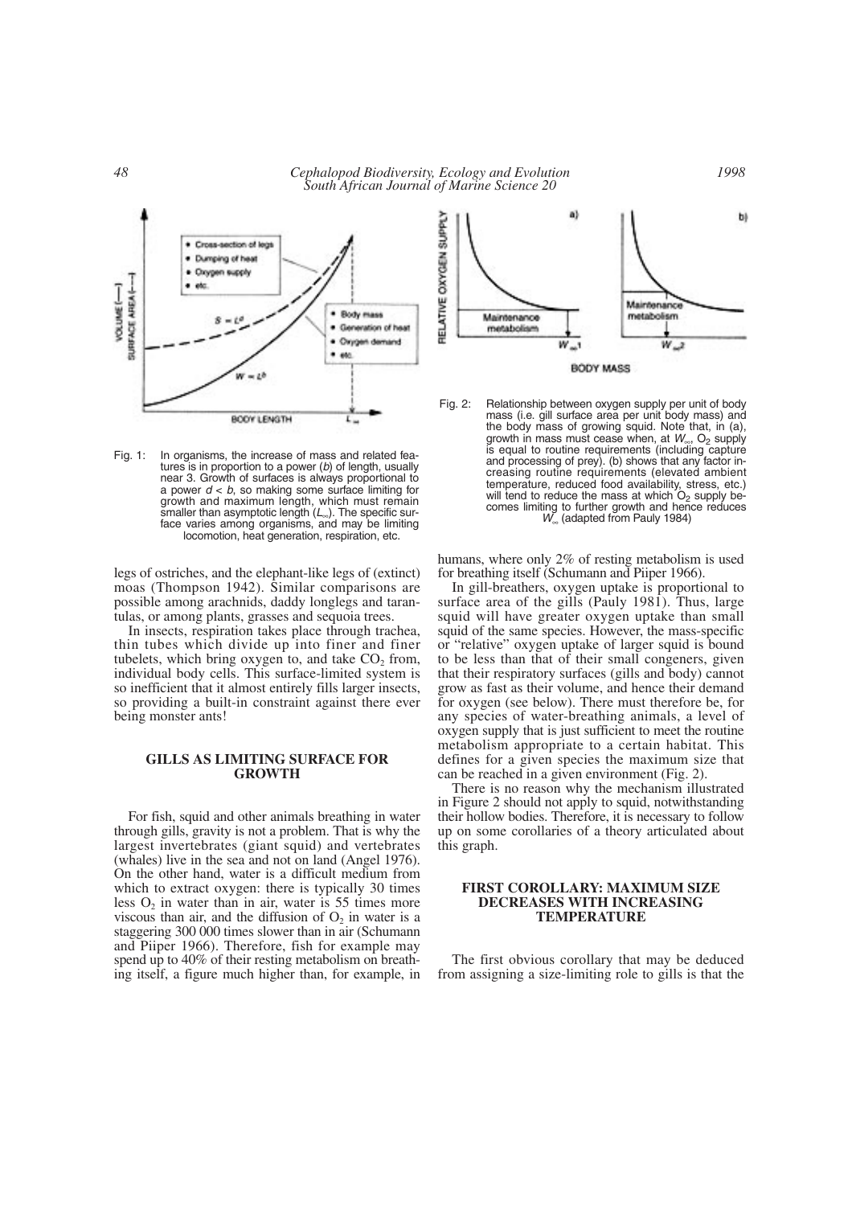Fig. 1: In organisms, the increase of mass and related features is in proportion to a power ($b$) of length, usually near 3. Growth of surfaces is always proportional to a power $d < b$, so making some surface limiting for growth and maximum length, which must remain smaller than asymptotic length ($L_\infty$). The specific surface varies among organisms, and may be limiting locomotion, heat generation, respiration, etc.

Fig. 2: Relationship between oxygen supply per unit of body mass (i.e. gill surface area per unit body mass) and the body mass of growing squid. Note that, in (a), growth in mass must cease when, at $W_\infty$, $O_2$ supply is equal to routine requirements (including capture and processing of prey). (b) shows that any factor increasing routine requirements (elevated ambient temperature, reduced food availability, stress, etc.) will tend to reduce the mass at which $O_2$ supply becomes limiting to further growth and hence reduces $W_\infty$ (adapted from Pauly 1984)

legs of ostriches, and the elephant-like legs of (extinct) moas (Thompson 1942). Similar comparisons are possible among arachnids, daddy longlegs and tarantulas, or among plants, grasses and sequoia trees.

In insects, respiration takes place through trachea, thin tubes which divide up into finer and finer tubelets, which bring oxygen to, and take $CO_2$ from, individual body cells. This surface-limited system is so inefficient that it almost entirely fills larger insects, so providing a built-in constraint against there ever being monster ants!

## GILLS AS LIMITING SURFACE FOR GROWTH

For fish, squid and other animals breathing in water through gills, gravity is not a problem. That is why the largest invertebrates (giant squid) and vertebrates (whales) live in the sea and not on land (Angel 1976). On the other hand, water is a difficult medium from which to extract oxygen: there is typically 30 times less $O_2$ in water than in air, water is 55 times more viscous than air, and the diffusion of $O_2$ in water is a staggering 300 000 times slower than in air (Schumann and Piiper 1966). Therefore, fish for example may spend up to 40% of their resting metabolism on breathing itself, a figure much higher than, for example, in humans, where only 2% of resting metabolism is used for breathing itself (Schumann and Piiper 1966).

In gill-breathers, oxygen uptake is proportional to surface area of the gills (Pauly 1981). Thus, large squid will have greater oxygen uptake than small squid of the same species. However, the mass-specific or "relative" oxygen uptake of larger squid is bound to be less than that of their small congeners, given that their respiratory surfaces (gills and body) cannot grow as fast as their volume, and hence their demand for oxygen (see below). There must therefore be, for any species of water-breathing animals, a level of oxygen supply that is just sufficient to meet the routine metabolism appropriate to a certain habitat. This defines for a given species the maximum size that can be reached in a given environment (Fig. 2).

There is no reason why the mechanism illustrated in Figure 2 should not apply to squid, notwithstanding their hollow bodies. Therefore, it is necessary to follow up on some corollaries of a theory articulated about this graph.

## FIRST COROLLARY: MAXIMUM SIZE DECREASES WITH INCREASING TEMPERATURE

The first obvious corollary that may be deduced from assigning a size-limiting role to gills is that the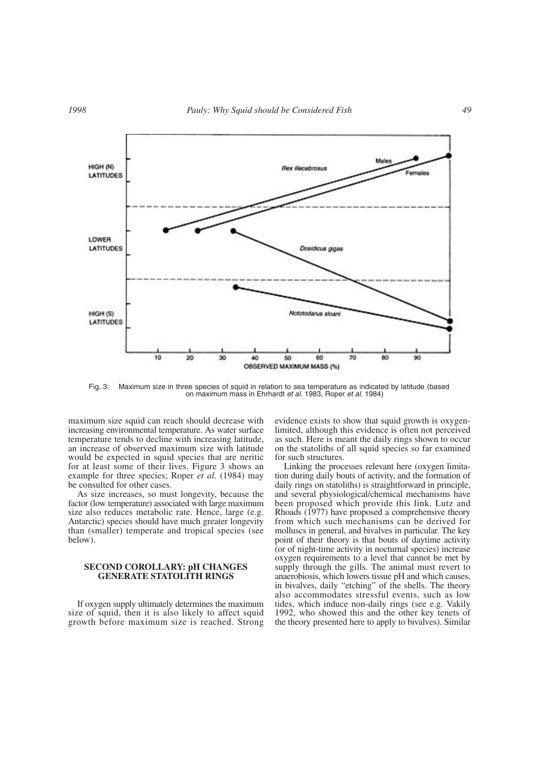Fig. 3: Maximum size in three species of squid in relation to sea temperature as indicated by latitude (based on maximum mass in Ehrhardt *et al*. 1983, Roper *et al*. 1984)

maximum size squid can reach should decrease with increasing environmental temperature. As water surface temperature tends to decline with increasing latitude, an increase of observed maximum size with latitude would be expected in squid species that are neritic for at least some of their lives. Figure 3 shows an example for three species; Roper *et al*. (1984) may be consulted for other cases.

As size increases, so must longevity, because the factor (low temperature) associated with large maximum size also reduces metabolic rate. Hence, large (e.g. Antarctic) species should have much greater longevity than (smaller) temperate and tropical species (see below).

## SECOND COROLLARY: pH CHANGES GENERATE STATOLITH RINGS

If oxygen supply ultimately determines the maximum size of squid, then it is also likely to affect squid growth before maximum size is reached. Strong evidence exists to show that squid growth is oxygen-limited, although this evidence is often not perceived as such. Here is meant the daily rings shown to occur on the statoliths of all squid species so far examined for such structures.

Linking the processes relevant here (oxygen limitation during daily bouts of activity, and the formation of daily rings on statoliths) is straightforward in principle, and several physiological/chemical mechanisms have been proposed which provide this link. Lutz and Rhoads (1977) have proposed a comprehensive theory from which such mechanisms can be derived for molluscs in general, and bivalves in particular. The key point of their theory is that bouts of daytime activity (or of night-time activity in nocturnal species) increase oxygen requirements to a level that cannot be met by supply through the gills. The animal must revert to anaerobiosis, which lowers tissue pH and which causes, in bivalves, daily "etching" of the shells. The theory also accommodates stressful events, such as low tides, which induce non-daily rings (see e.g. Vakily 1992, who showed this and the other key tenets of the theory presented here to apply to bivalves). Similar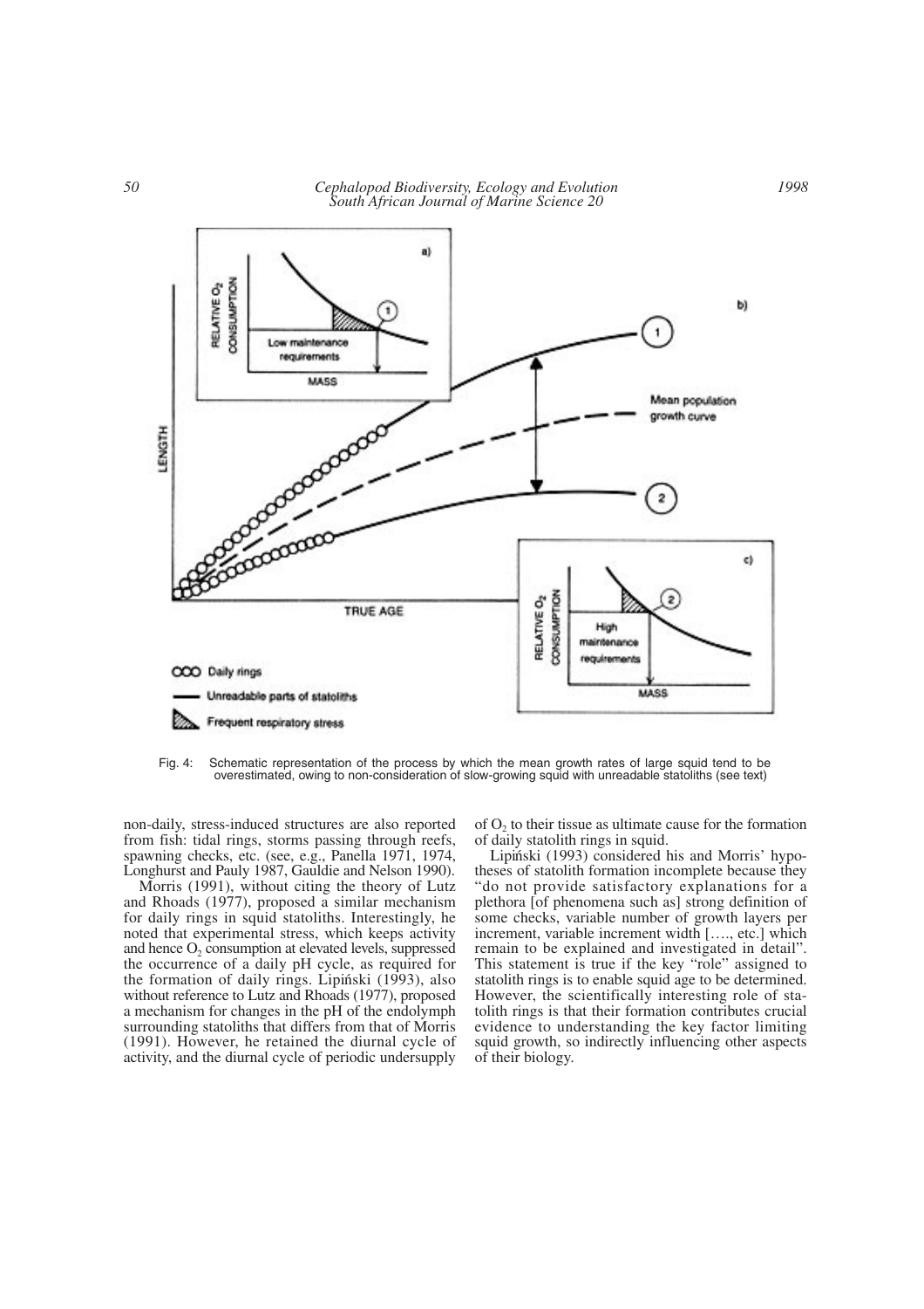Fig. 4: Schematic representation of the process by which the mean growth rates of large squid tend to be overestimated, owing to non-consideration of slow-growing squid with unreadable statoliths (see text)

non-daily, stress-induced structures are also reported from fish: tidal rings, storms passing through reefs, spawning checks, etc. (see, e.g., Panella 1971, 1974, Longhurst and Pauly 1987, Gauldie and Nelson 1990).

Morris (1991), without citing the theory of Lutz and Rhoads (1977), proposed a similar mechanism for daily rings in squid statoliths. Interestingly, he noted that experimental stress, which keeps activity and hence $O_2$ consumption at elevated levels, suppressed the occurrence of a daily pH cycle, as required for the formation of daily rings. Lipiński (1993), also without reference to Lutz and Rhoads (1977), proposed a mechanism for changes in the pH of the endolymph surrounding statoliths that differs from that of Morris (1991). However, he retained the diurnal cycle of activity, and the diurnal cycle of periodic undersupply of $O_2$ to their tissue as ultimate cause for the formation of daily statolith rings in squid.

Lipiński (1993) considered his and Morris' hypotheses of statolith formation incomplete because they "do not provide satisfactory explanations for a plethora [of phenomena such as] strong definition of some checks, variable number of growth layers per increment, variable increment width […., etc.] which remain to be explained and investigated in detail". This statement is true if the key "role" assigned to statolith rings is to enable squid age to be determined. However, the scientifically interesting role of statolith rings is that their formation contributes crucial evidence to understanding the key factor limiting squid growth, so indirectly influencing other aspects of their biology.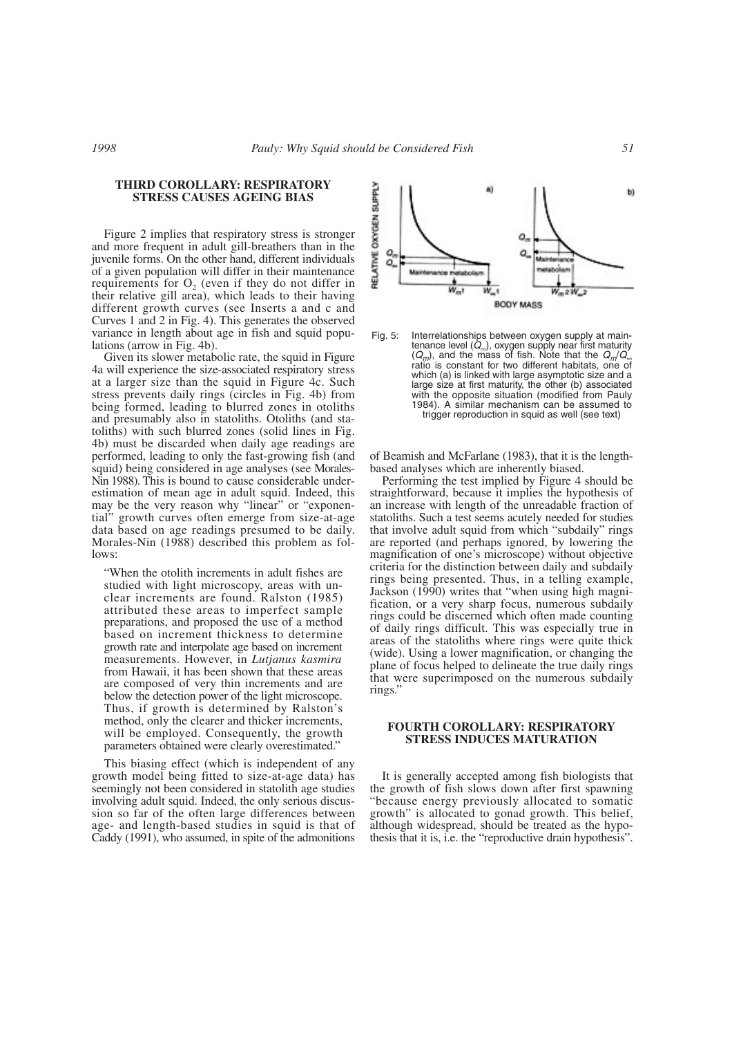## THIRD COROLLARY: RESPIRATORY STRESS CAUSES AGEING BIAS

Figure 2 implies that respiratory stress is stronger and more frequent in adult gill-breathers than in the juvenile forms. On the other hand, different individuals of a given population will differ in their maintenance requirements for $O_2$ (even if they do not differ in their relative gill area), which leads to their having different growth curves (see Inserts a and c and Curves 1 and 2 in Fig. 4). This generates the observed variance in length about age in fish and squid populations (arrow in Fig. 4b).

Given its slower metabolic rate, the squid in Figure 4a will experience the size-associated respiratory stress at a larger size than the squid in Figure 4c. Such stress prevents daily rings (circles in Fig. 4b) from being formed, leading to blurred zones in otoliths and presumably also in statoliths. Otoliths (and statoliths) with such blurred zones (solid lines in Fig. 4b) must be discarded when daily age readings are performed, leading to only the fast-growing fish (and squid) being considered in age analyses (see Morales-Nin 1988). This is bound to cause considerable underestimation of mean age in adult squid. Indeed, this may be the very reason why "linear" or "exponential" growth curves often emerge from size-at-age data based on age readings presumed to be daily. Morales-Nin (1988) described this problem as follows:

> "When the otolith increments in adult fishes are studied with light microscopy, areas with unclear increments are found. Ralston (1985) attributed these areas to imperfect sample preparations, and proposed the use of a method based on increment thickness to determine growth rate and interpolate age based on increment measurements. However, in *Lutjanus kasmira* from Hawaii, it has been shown that these areas are composed of very thin increments and are below the detection power of the light microscope. Thus, if growth is determined by Ralston's method, only the clearer and thicker increments, will be employed. Consequently, the growth parameters obtained were clearly overestimated."

This biasing effect (which is independent of any growth model being fitted to size-at-age data) has seemingly not been considered in statolith age studies involving adult squid. Indeed, the only serious discussion so far of the often large differences between age- and length-based studies in squid is that of Caddy (1991), who assumed, in spite of the admonitions of Beamish and McFarlane (1983), that it is the length-based analyses which are inherently biased.

Fig. 5: Interrelationships between oxygen supply at maintenance level ($Q_\infty$), oxygen supply near first maturity ($Q_m$), and the mass of fish. Note that the $Q_m/Q_\infty$ ratio is constant for two different habitats, one of which (a) is linked with large asymptotic size and a large size at first maturity, the other (b) associated with the opposite situation (modified from Pauly 1984). A similar mechanism can be assumed to trigger reproduction in squid as well (see text)

Performing the test implied by Figure 4 should be straightforward, because it implies the hypothesis of an increase with length of the unreadable fraction of statoliths. Such a test seems acutely needed for studies that involve adult squid from which "subdaily" rings are reported (and perhaps ignored, by lowering the magnification of one's microscope) without objective criteria for the distinction between daily and subdaily rings being presented. Thus, in a telling example, Jackson (1990) writes that "when using high magnification, or a very sharp focus, numerous subdaily rings could be discerned which often made counting of daily rings difficult. This was especially true in areas of the statoliths where rings were quite thick (wide). Using a lower magnification, or changing the plane of focus helped to delineate the true daily rings that were superimposed on the numerous subdaily rings."

## FOURTH COROLLARY: RESPIRATORY STRESS INDUCES MATURATION

It is generally accepted among fish biologists that the growth of fish slows down after first spawning "because energy previously allocated to somatic growth" is allocated to gonad growth. This belief, although widespread, should be treated as the hypothesis that it is, i.e. the "reproductive drain hypothesis".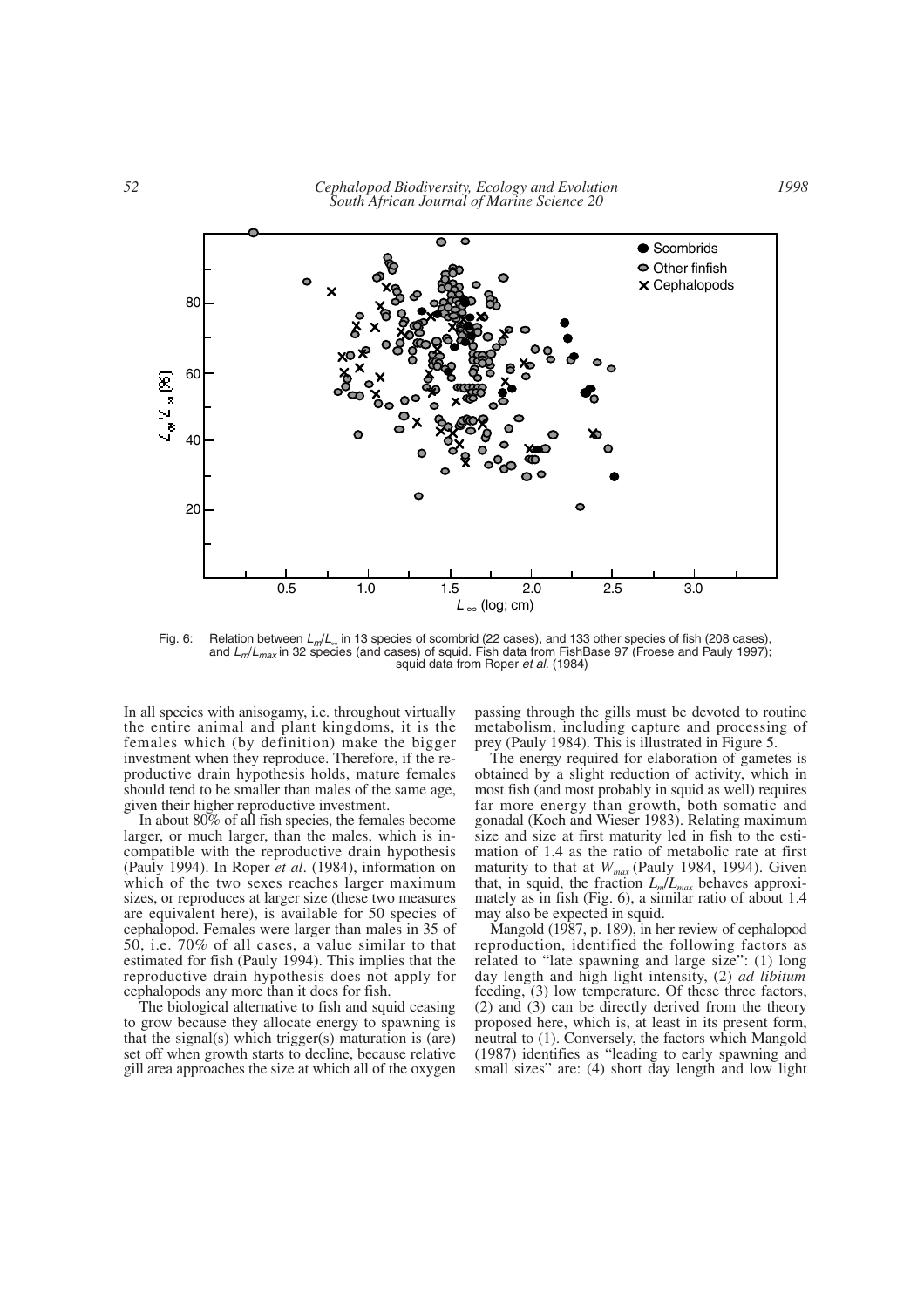Fig. 6: Relation between $L_m/L_\infty$ in 13 species of scombrid (22 cases), and 133 other species of fish (208 cases), and $L_m/L_{max}$ in 32 species (and cases) of squid. Fish data from FishBase 97 (Froese and Pauly 1997); squid data from Roper *et al.* (1984)

In all species with anisogamy, i.e. throughout virtually the entire animal and plant kingdoms, it is the females which (by definition) make the bigger investment when they reproduce. Therefore, if the reproductive drain hypothesis holds, mature females should tend to be smaller than males of the same age, given their higher reproductive investment.

In about 80% of all fish species, the females become larger, or much larger, than the males, which is incompatible with the reproductive drain hypothesis (Pauly 1994). In Roper *et al*. (1984), information on which of the two sexes reaches larger maximum sizes, or reproduces at larger size (these two measures are equivalent here), is available for 50 species of cephalopod. Females were larger than males in 35 of 50, i.e. 70% of all cases, a value similar to that estimated for fish (Pauly 1994). This implies that the reproductive drain hypothesis does not apply for cephalopods any more than it does for fish.

The biological alternative to fish and squid ceasing to grow because they allocate energy to spawning is that the signal(s) which trigger(s) maturation is (are) set off when growth starts to decline, because relative gill area approaches the size at which all of the oxygen passing through the gills must be devoted to routine metabolism, including capture and processing of prey (Pauly 1984). This is illustrated in Figure 5.

The energy required for elaboration of gametes is obtained by a slight reduction of activity, which in most fish (and most probably in squid as well) requires far more energy than growth, both somatic and gonadal (Koch and Wieser 1983). Relating maximum size and size at first maturity led in fish to the estimation of 1.4 as the ratio of metabolic rate at first maturity to that at $W_{max}$ (Pauly 1984, 1994). Given that, in squid, the fraction $L_m/L_{max}$ behaves approximately as in fish (Fig. 6), a similar ratio of about 1.4 may also be expected in squid.

Mangold (1987, p. 189), in her review of cephalopod reproduction, identified the following factors as related to "late spawning and large size": (1) long day length and high light intensity, (2) *ad libitum* feeding, (3) low temperature. Of these three factors, (2) and (3) can be directly derived from the theory proposed here, which is, at least in its present form, neutral to (1). Conversely, the factors which Mangold (1987) identifies as "leading to early spawning and small sizes" are: (4) short day length and low light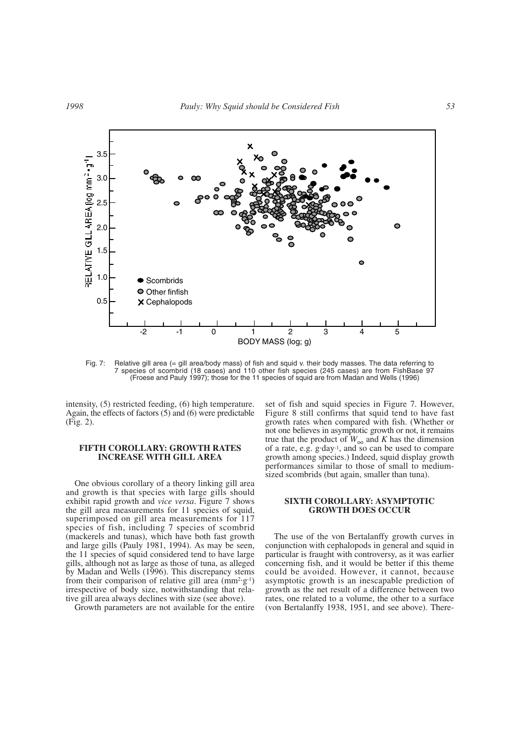Fig. 7: Relative gill area (= gill area/body mass) of fish and squid v. their body masses. The data referring to 7 species of scombrid (18 cases) and 110 other fish species (245 cases) are from FishBase 97 (Froese and Pauly 1997); those for the 11 species of squid are from Madan and Wells (1996)

intensity, (5) restricted feeding, (6) high temperature. Again, the effects of factors (5) and (6) were predictable (Fig. 2).

## FIFTH COROLLARY: GROWTH RATES INCREASE WITH GILL AREA

One obvious corollary of a theory linking gill area and growth is that species with large gills should exhibit rapid growth and *vice versa*. Figure 7 shows the gill area measurements for 11 species of squid, superimposed on gill area measurements for 117 species of fish, including 7 species of scombrid (mackerels and tunas), which have both fast growth and large gills (Pauly 1981, 1994). As may be seen, the 11 species of squid considered tend to have large gills, although not as large as those of tuna, as alleged by Madan and Wells (1996). This discrepancy stems from their comparison of relative gill area ($mm^2 \cdot g^{-1}$) irrespective of body size, notwithstanding that relative gill area always declines with size (see above).

Growth parameters are not available for the entire set of fish and squid species in Figure 7. However, Figure 8 still confirms that squid tend to have fast growth rates when compared with fish. (Whether or not one believes in asymptotic growth or not, it remains true that the product of $W_{\infty}$ and $K$ has the dimension of a rate, e.g. $g \cdot day^{-1}$, and so can be used to compare growth among species.) Indeed, squid display growth performances similar to those of small to medium-sized scombrids (but again, smaller than tuna).

## SIXTH COROLLARY: ASYMPTOTIC GROWTH DOES OCCUR

The use of the von Bertalanffy growth curves in conjunction with cephalopods in general and squid in particular is fraught with controversy, as it was earlier concerning fish, and it would be better if this theme could be avoided. However, it cannot, because asymptotic growth is an inescapable prediction of growth as the net result of a difference between two rates, one related to a volume, the other to a surface (von Bertalanffy 1938, 1951, and see above). There-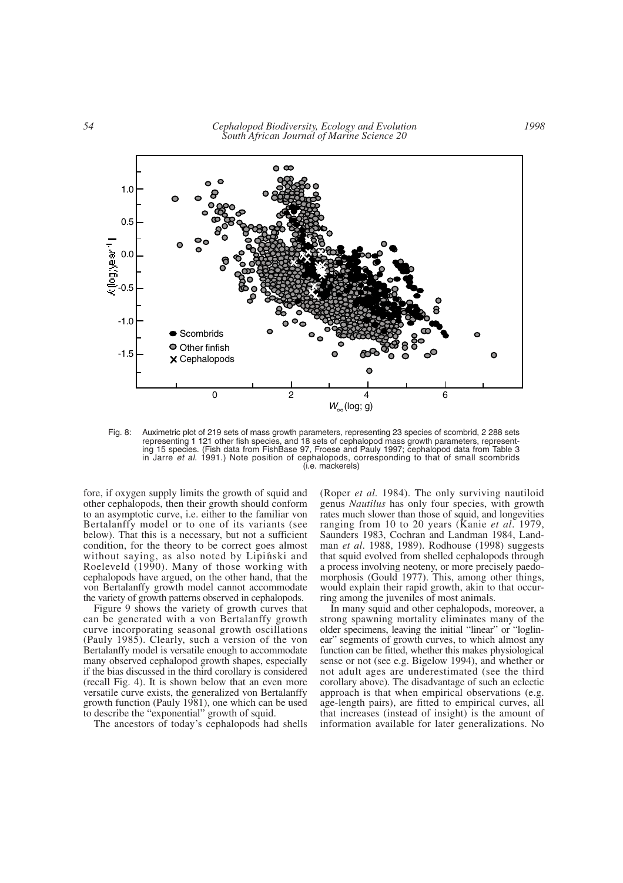Fig. 8: Auximetric plot of 219 sets of mass growth parameters, representing 23 species of scombrid, 2 288 sets representing 1 121 other fish species, and 18 sets of cephalopod mass growth parameters, representing 15 species. (Fish data from FishBase 97, Froese and Pauly 1997; cephalopod data from Table 3 in Jarre *et al.* 1991.) Note position of cephalopods, corresponding to that of small scombrids (i.e. mackerels)

fore, if oxygen supply limits the growth of squid and other cephalopods, then their growth should conform to an asymptotic curve, i.e. either to the familiar von Bertalanffy model or to one of its variants (see below). That this is a necessary, but not a sufficient condition, for the theory to be correct goes almost without saying, as also noted by Lipiński and Roeleveld (1990). Many of those working with cephalopods have argued, on the other hand, that the von Bertalanffy growth model cannot accommodate the variety of growth patterns observed in cephalopods.

Figure 9 shows the variety of growth curves that can be generated with a von Bertalanffy growth curve incorporating seasonal growth oscillations (Pauly 1985). Clearly, such a version of the von Bertalanffy model is versatile enough to accommodate many observed cephalopod growth shapes, especially if the bias discussed in the third corollary is considered (recall Fig. 4). It is shown below that an even more versatile curve exists, the generalized von Bertalanffy growth function (Pauly 1981), one which can be used to describe the "exponential" growth of squid.

The ancestors of today's cephalopods had shells (Roper *et al.* 1984). The only surviving nautiloid genus *Nautilus* has only four species, with growth rates much slower than those of squid, and longevities ranging from 10 to 20 years (Kanie *et al.* 1979, Saunders 1983, Cochran and Landman 1984, Landman *et al.* 1988, 1989). Rodhouse (1998) suggests that squid evolved from shelled cephalopods through a process involving neoteny, or more precisely paedomorphosis (Gould 1977). This, among other things, would explain their rapid growth, akin to that occurring among the juveniles of most animals.

In many squid and other cephalopods, moreover, a strong spawning mortality eliminates many of the older specimens, leaving the initial "linear" or "loglinear" segments of growth curves, to which almost any function can be fitted, whether this makes physiological sense or not (see e.g. Bigelow 1994), and whether or not adult ages are underestimated (see the third corollary above). The disadvantage of such an eclectic approach is that when empirical observations (e.g. age-length pairs), are fitted to empirical curves, all that increases (instead of insight) is the amount of information available for later generalizations. No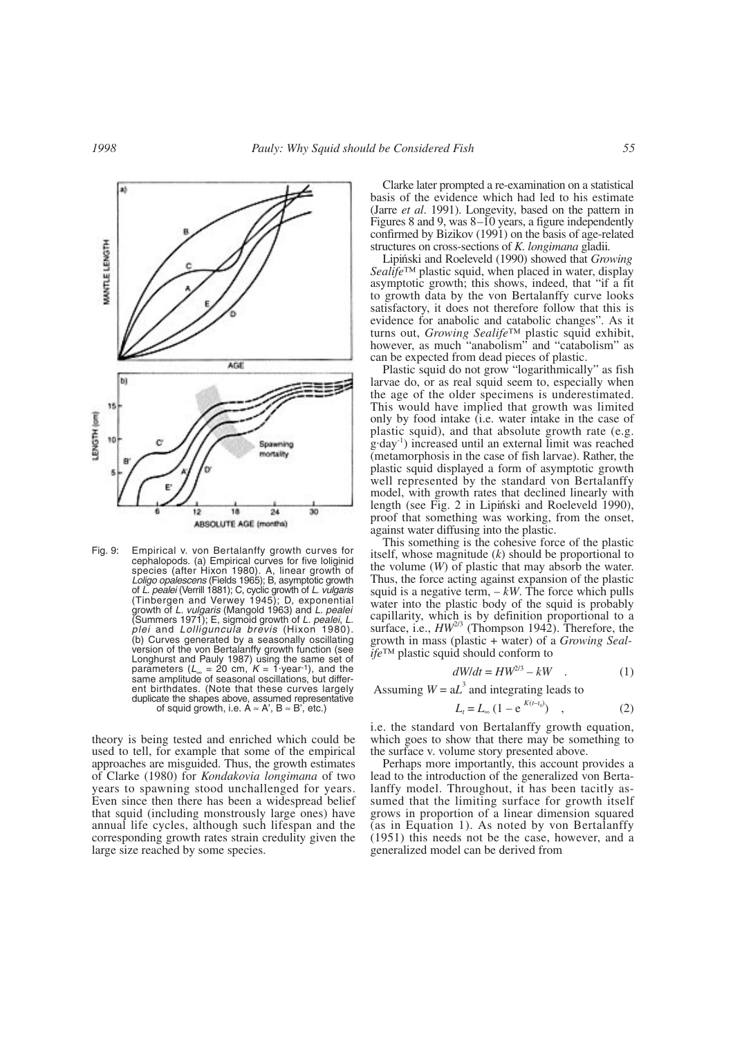Fig. 9: Empirical v. von Bertalanffy growth curves for cephalopods. (a) Empirical curves for five loliginid species (after Hixon 1980). A, linear growth of *Loligo opalescens* (Fields 1965); B, asymptotic growth of *L. pealei* (Verrill 1881); C, cyclic growth of *L. vulgaris* (Tinbergen and Verwey 1945); D, exponential growth of *L. vulgaris* (Mangold 1963) and *L. pealei* (Summers 1971); E, sigmoid growth of *L. pealei*, *L. plei* and *Lolliguncula brevis* (Hixon 1980). (b) Curves generated by a seasonally oscillating version of the von Bertalanffy growth function (see Longhurst and Pauly 1987) using the same set of parameters ($L_\infty$ = 20 cm, $K$ = 1·year$^{-1}$), and the same amplitude of seasonal oscillations, but different birthdates. (Note that these curves largely duplicate the shapes above, assumed representative of squid growth, i.e. A ≈ A', B ≈ B', etc.)

theory is being tested and enriched which could be used to tell, for example that some of the empirical approaches are misguided. Thus, the growth estimates of Clarke (1980) for *Kondakovia longimana* of two years to spawning stood unchallenged for years. Even since then there has been a widespread belief that squid (including monstrously large ones) have annual life cycles, although such lifespan and the corresponding growth rates strain credulity given the large size reached by some species.

Clarke later prompted a re-examination on a statistical basis of the evidence which had led to his estimate (Jarre *et al*. 1991). Longevity, based on the pattern in Figures 8 and 9, was 8–10 years, a figure independently confirmed by Bizikov (1991) on the basis of age-related structures on cross-sections of *K. longimana* gladii.

Lipiński and Roeleveld (1990) showed that *Growing Sealife*™ plastic squid, when placed in water, display asymptotic growth; this shows, indeed, that "if a fit to growth data by the von Bertalanffy curve looks satisfactory, it does not therefore follow that this is evidence for anabolic and catabolic changes". As it turns out, *Growing Sealife*™ plastic squid exhibit, however, as much "anabolism" and "catabolism" as can be expected from dead pieces of plastic.

Plastic squid do not grow "logarithmically" as fish larvae do, or as real squid seem to, especially when the age of the older specimens is underestimated. This would have implied that growth was limited only by food intake (i.e. water intake in the case of plastic squid), and that absolute growth rate (e.g. g·day$^{-1}$) increased until an external limit was reached (metamorphosis in the case of fish larvae). Rather, the plastic squid displayed a form of asymptotic growth well represented by the standard von Bertalanffy model, with growth rates that declined linearly with length (see Fig. 2 in Lipiński and Roeleveld 1990), proof that something was working, from the onset, against water diffusing into the plastic.

This something is the cohesive force of the plastic itself, whose magnitude ($k$) should be proportional to the volume ($W$) of plastic that may absorb the water. Thus, the force acting against expansion of the plastic squid is a negative term, $-kW$. The force which pulls water into the plastic body of the squid is probably capillarity, which is by definition proportional to a surface, i.e., $HW^{2/3}$ (Thompson 1942). Therefore, the growth in mass (plastic + water) of a *Growing Sealife*™ plastic squid should conform to

$$dW/dt = HW^{2/3} - kW \quad . \tag{1}$$

Assuming $W = aL^3$ and integrating leads to

$$L_t = L_\infty \left(1 - e^{K(t-t_0)}\right) \quad , \tag{2}$$

i.e. the standard von Bertalanffy growth equation, which goes to show that there may be something to the surface v. volume story presented above.

Perhaps more importantly, this account provides a lead to the introduction of the generalized von Bertalanffy model. Throughout, it has been tacitly assumed that the limiting surface for growth itself grows in proportion of a linear dimension squared (as in Equation 1). As noted by von Bertalanffy (1951) this needs not be the case, however, and a generalized model can be derived from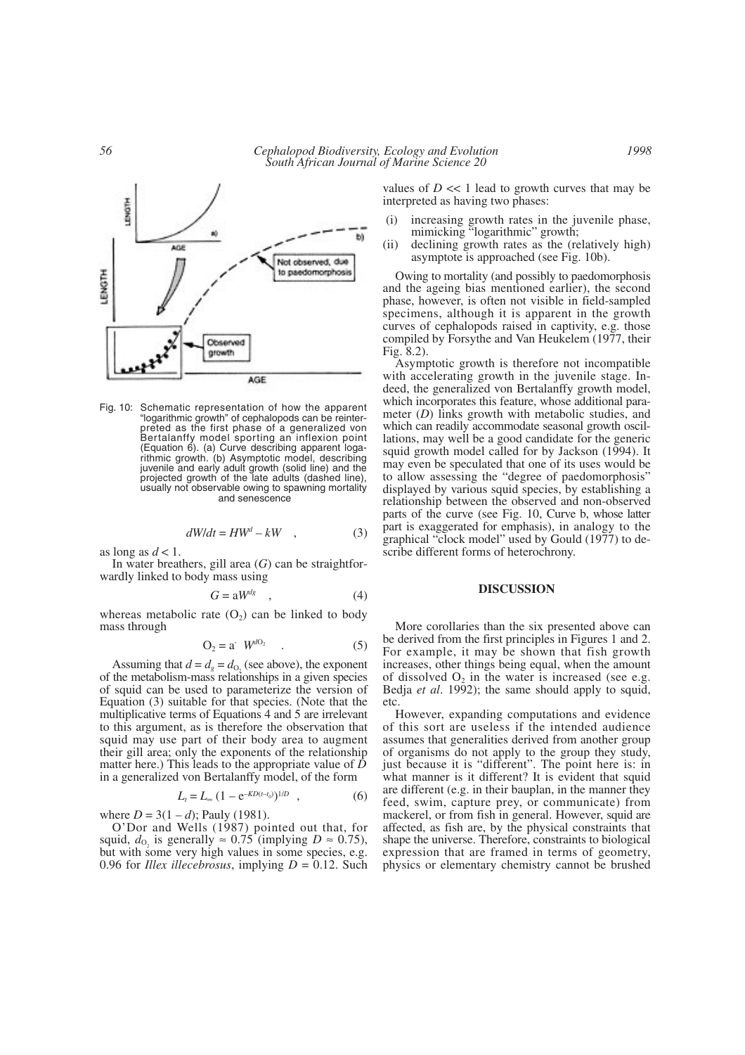Fig. 10: Schematic representation of how the apparent "logarithmic growth" of cephalopods can be reinterpreted as the first phase of a generalized von Bertalanffy model sporting an inflexion point (Equation 6). (a) Curve describing apparent logarithmic growth. (b) Asymptotic model, describing juvenile and early adult growth (solid line) and the projected growth of the late adults (dashed line), usually not observable owing to spawning mortality and senescence

$$dW/dt = HW^{d} - kW \quad , \tag{3}$$

as long as $d < 1$.

In water breathers, gill area ($G$) can be straightforwardly linked to body mass using

$$G = aW^{dg} \quad , \tag{4}$$

whereas metabolic rate ($O_2$) can be linked to body mass through

$$O_2 = a' \; W^{dO_2} \quad . \tag{5}$$

Assuming that $d = d_g = d_{O_2}$ (see above), the exponent of the metabolism-mass relationships in a given species of squid can be used to parameterize the version of Equation (3) suitable for that species. (Note that the multiplicative terms of Equations 4 and 5 are irrelevant to this argument, as is therefore the observation that squid may use part of their body area to augment their gill area; only the exponents of the relationship matter here.) This leads to the appropriate value of $D$ in a generalized von Bertalanffy model, of the form

$$L_t = L_\infty \left(1 - e^{-KD(t-t_0)}\right)^{1/D} \quad , \tag{6}$$

where $D = 3(1 - d)$; Pauly (1981).

O'Dor and Wells (1987) pointed out that, for squid, $d_{O_2}$ is generally $\approx 0.75$ (implying $D \approx 0.75$), but with some very high values in some species, e.g. 0.96 for *Illex illecebrosus*, implying $D = 0.12$. Such values of $D << 1$ lead to growth curves that may be interpreted as having two phases:

(i) increasing growth rates in the juvenile phase, mimicking "logarithmic" growth;
(ii) declining growth rates as the (relatively high) asymptote is approached (see Fig. 10b).

Owing to mortality (and possibly to paedomorphosis and the ageing bias mentioned earlier), the second phase, however, is often not visible in field-sampled specimens, although it is apparent in the growth curves of cephalopods raised in captivity, e.g. those compiled by Forsythe and Van Heukelem (1977, their Fig. 8.2).

Asymptotic growth is therefore not incompatible with accelerating growth in the juvenile stage. Indeed, the generalized von Bertalanffy growth model, which incorporates this feature, whose additional parameter ($D$) links growth with metabolic studies, and which can readily accommodate seasonal growth oscillations, may well be a good candidate for the generic squid growth model called for by Jackson (1994). It may even be speculated that one of its uses would be to allow assessing the "degree of paedomorphosis" displayed by various squid species, by establishing a relationship between the observed and non-observed parts of the curve (see Fig. 10, Curve b, whose latter part is exaggerated for emphasis), in analogy to the graphical "clock model" used by Gould (1977) to describe different forms of heterochrony.

## DISCUSSION

More corollaries than the six presented above can be derived from the first principles in Figures 1 and 2. For example, it may be shown that fish growth increases, other things being equal, when the amount of dissolved $O_2$ in the water is increased (see e.g. Bedja *et al*. 1992); the same should apply to squid, etc.

However, expanding computations and evidence of this sort are useless if the intended audience assumes that generalities derived from another group of organisms do not apply to the group they study, just because it is "different". The point here is: in what manner is it different? It is evident that squid are different (e.g. in their bauplan, in the manner they feed, swim, capture prey, or communicate) from mackerel, or from fish in general. However, squid are affected, as fish are, by the physical constraints that shape the universe. Therefore, constraints to biological expression that are framed in terms of geometry, physics or elementary chemistry cannot be brushed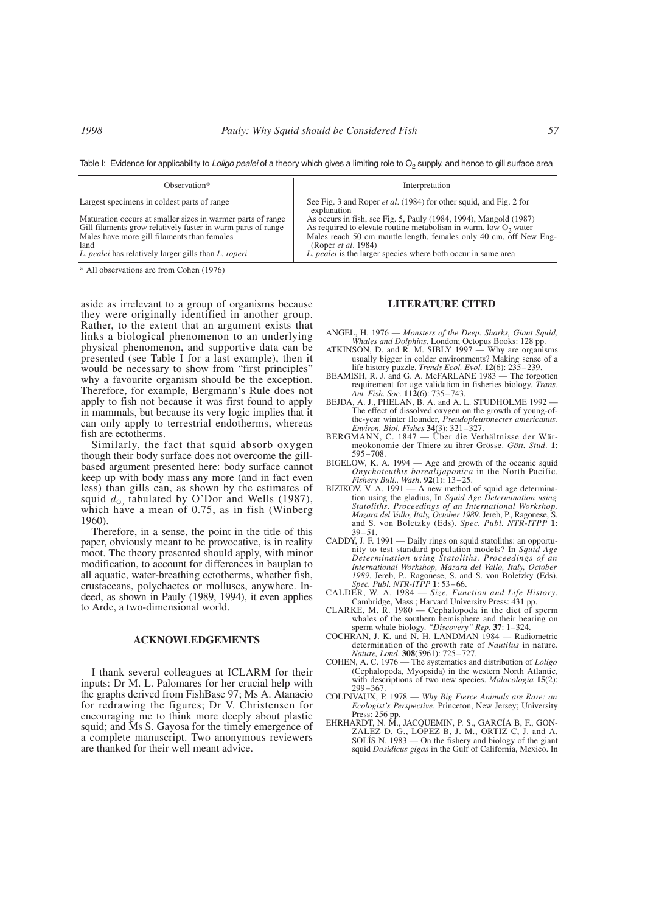Table I: Evidence for applicability to *Loligo pealei* of a theory which gives a limiting role to $O_2$ supply, and hence to gill surface area

| Observation* | Interpretation |
|---|---|
| Largest specimens in coldest parts of range | See Fig. 3 and Roper *et al*. (1984) for other squid, and Fig. 2 for explanation |
| Maturation occurs at smaller sizes in warmer parts of range | As occurs in fish, see Fig. 5, Pauly (1984, 1994), Mangold (1987) |
| Gill filaments grow relatively faster in warm parts of range | As required to elevate routine metabolism in warm, low $O_2$ water |
| Males have more gill filaments than females | Males reach 50 cm mantle length, females only 40 cm, off New England (Roper *et al*. 1984) |
| *L. pealei* has relatively larger gills than *L. roperi* | *L. pealei* is the larger species where both occur in same area |

\* All observations are from Cohen (1976)

aside as irrelevant to a group of organisms because they were originally identified in another group. Rather, to the extent that an argument exists that links a biological phenomenon to an underlying physical phenomenon, and supportive data can be presented (see Table I for a last example), then it would be necessary to show from "first principles" why a favourite organism should be the exception. Therefore, for example, Bergmann's Rule does not apply to fish not because it was first found to apply in mammals, but because its very logic implies that it can only apply to terrestrial endotherms, whereas fish are ectotherms.

Similarly, the fact that squid absorb oxygen though their body surface does not overcome the gill-based argument presented here: body surface cannot keep up with body mass any more (and in fact even less) than gills can, as shown by the estimates of squid $d_{O_2}$ tabulated by O'Dor and Wells (1987), which have a mean of 0.75, as in fish (Winberg 1960).

Therefore, in a sense, the point in the title of this paper, obviously meant to be provocative, is in reality moot. The theory presented should apply, with minor modification, to account for differences in bauplan to all aquatic, water-breathing ectotherms, whether fish, crustaceans, polychaetes or molluscs, anywhere. Indeed, as shown in Pauly (1989, 1994), it even applies to Arde, a two-dimensional world.

## ACKNOWLEDGEMENTS

I thank several colleagues at ICLARM for their inputs: Dr M. L. Palomares for her crucial help with the graphs derived from FishBase 97; Ms A. Atanacio for redrawing the figures; Dr V. Christensen for encouraging me to think more deeply about plastic squid; and Ms S. Gayosa for the timely emergence of a complete manuscript. Two anonymous reviewers are thanked for their well meant advice.

## LITERATURE CITED

ANGEL, H. 1976 — *Monsters of the Deep. Sharks, Giant Squid, Whales and Dolphins*. London; Octopus Books: 128 pp.

ATKINSON, D. and R. M. SIBLY 1997 — Why are organisms usually bigger in colder environments? Making sense of a life history puzzle. *Trends Ecol. Evol.* **12**(6): 235–239.

BEAMISH, R. J. and G. A. McFARLANE 1983 — The forgotten requirement for age validation in fisheries biology. *Trans. Am. Fish. Soc.* **112**(6): 735–743.

BEJDA, A. J., PHELAN, B. A. and A. L. STUDHOLME 1992 — The effect of dissolved oxygen on the growth of young-of-the-year winter flounder, *Pseudopleuronectes americanus*. *Environ. Biol. Fishes* **34**(3): 321–327.

BERGMANN, C. 1847 — Über die Verhältnisse der Wärmeökonomie der Thiere zu ihrer Grösse. *Gött. Stud*. **1**: 595–708.

BIGELOW, K. A. 1994 — Age and growth of the oceanic squid *Onychoteuthis borealijaponica* in the North Pacific. *Fishery Bull., Wash*. **92**(1): 13–25.

BIZIKOV, V. A. 1991 — A new method of squid age determination using the gladius, In *Squid Age Determination using Statoliths. Proceedings of an International Workshop, Mazara del Vallo, Italy, October 1989*. Jereb, P., Ragonese, S. and S. von Boletzky (Eds). *Spec. Publ. NTR-ITPP* **1**: 39–51.

CADDY, J. F. 1991 — Daily rings on squid statoliths: an opportunity to test standard population models? In *Squid Age Determination using Statoliths. Proceedings of an International Workshop, Mazara del Vallo, Italy, October 1989*. Jereb, P., Ragonese, S. and S. von Boletzky (Eds). *Spec. Publ. NTR-ITPP* **1**: 53–66.

CALDER, W. A. 1984 — *Size, Function and Life History*. Cambridge, Mass.; Harvard University Press: 431 pp.

CLARKE, M. R. 1980 — Cephalopoda in the diet of sperm whales of the southern hemisphere and their bearing on sperm whale biology. *"Discovery" Rep.* **37**: 1–324.

COCHRAN, J. K. and N. H. LANDMAN 1984 — Radiometric determination of the growth rate of *Nautilus* in nature. *Nature, Lond*. **308**(5961): 725–727.

COHEN, A. C. 1976 — The systematics and distribution of *Loligo* (Cephalopoda, Myopsida) in the western North Atlantic, with descriptions of two new species. *Malacologia* **15**(2): 299–367.

COLINVAUX, P. 1978 — *Why Big Fierce Animals are Rare: an Ecologist's Perspective*. Princeton, New Jersey; University Press: 256 pp.

EHRHARDT, N. M., JACQUEMIN, P. S., GARCÍA B, F., GONZALEZ D, G., LOPEZ B, J. M., ORTIZ C, J. and A. SOLÍS N. 1983 — On the fishery and biology of the giant squid *Dosidicus gigas* in the Gulf of California, Mexico. In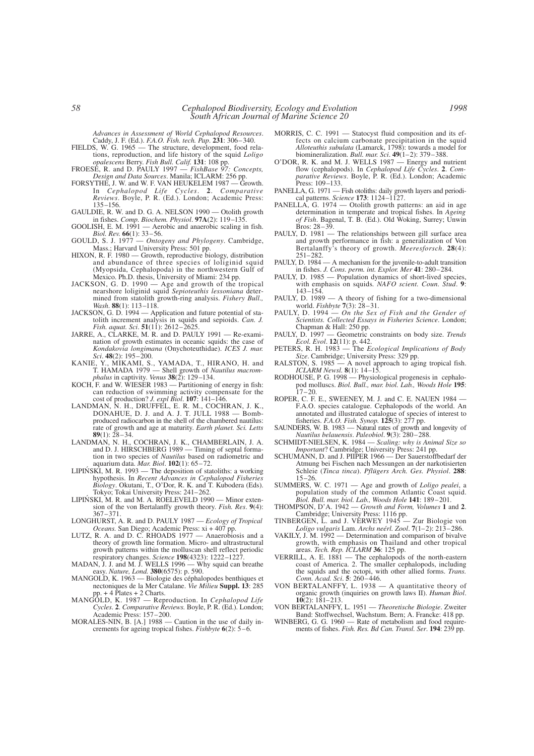*Advances in Assessment of World Cephalopod Resources*. Caddy, J. F. (Ed.). *F.A.O. Fish. tech. Pap*. **231**: 306–340.

FIELDS, W. G. 1965 — The structure, development, food relations, reproduction, and life history of the squid *Loligo opalescens* Berry. *Fish Bull. Calif.* **131**: 108 pp.

FROESE, R. and D. PAULY 1997 — *FishBase 97: Concepts, Design and Data Sources*. Manila; ICLARM: 256 pp.

FORSYTHE, J. W. and W. F. VAN HEUKELEM 1987 — Growth. In *Cephalopod Life Cycles*. **2**. *Comparative Reviews*. Boyle, P. R. (Ed.). London; Academic Press: 135–156.

GAULDIE, R. W. and D. G. A. NELSON 1990 — Otolith growth in fishes. *Comp. Biochem. Physiol*. **97A**(2): 119–135.

GOOLISH, E. M. 1991 — Aerobic and anaerobic scaling in fish. *Biol. Rev.* **66**(1): 33–56.

GOULD, S. J. 1977 — *Ontogeny and Phylogeny*. Cambridge, Mass.; Harvard University Press: 501 pp.

HIXON, R. F. 1980 — Growth, reproductive biology, distribution and abundance of three species of loliginid squid (Myopsida, Cephalopoda) in the northwestern Gulf of Mexico. Ph.D. thesis, University of Miami: 234 pp.

JACKSON, G. D. 1990 — Age and growth of the tropical nearshore loliginid squid *Sepioteuthis lessoniana* determined from statolith growth-ring analysis. *Fishery Bull., Wash*. **88**(1): 113–118.

JACKSON, G. D. 1994 — Application and future potential of statolith increment analysis in squids and sepioids. *Can. J. Fish. aquat. Sci*. **51**(11): 2612–2625.

JARRE, A., CLARKE, M. R. and D. PAULY 1991 — Re-examination of growth estimates in oceanic squids: the case of *Kondakovia longimana* (Onychoteuthidae). *ICES J. mar. Sci*. **48**(2): 195–200.

KANIE, Y., MIKAMI, S., YAMADA, T., HIRANO, H. and T. HAMADA 1979 — Shell growth of *Nautilus macromphalus* in captivity. *Venus* **38**(2): 129–134.

KOCH, F. and W. WIESER 1983 — Partitioning of energy in fish: can reduction of swimming activity compensate for the cost of production? *J. expl Biol*. **107**: 141–146.

LANDMAN, N. H., DRUFFEL, E. R. M., COCHRAN, J. K., DONAHUE, D. J. and A. J. T. JULL 1988 — Bomb-produced radiocarbon in the shell of the chambered nautilus: rate of growth and age at maturity. *Earth planet. Sci. Letts* **89**(1): 28–34.

LANDMAN, N. H., COCHRAN, J. K., CHAMBERLAIN, J. A. and D. J. HIRSCHBERG 1989 — Timing of septal formation in two species of *Nautilus* based on radiometric and aquarium data. *Mar. Biol*. **102**(1): 65–72.

LIPIŃSKI, M. R. 1993 — The deposition of statoliths: a working hypothesis. In *Recent Advances in Cephalopod Fisheries Biology*. Okutani, T., O'Dor, R. K. and T. Kubodera (Eds). Tokyo; Tokai University Press: 241–262.

LIPIŃSKI, M. R. and M. A. ROELEVELD 1990 — Minor extension of the von Bertalanffy growth theory. *Fish. Res*. **9**(4): 367–371.

LONGHURST, A. R. and D. PAULY 1987 — *Ecology of Tropical Oceans.* San Diego; Academic Press: xi + 407 pp.

LUTZ, R. A. and D. C. RHOADS 1977 — Anaerobiosis and a theory of growth line formation. Micro- and ultrastructural growth patterns within the molluscan shell reflect periodic respiratory changes. *Science* **198**(4323): 1222–1227.

MADAN, J. J. and M. J. WELLS 1996 — Why squid can breathe easy. *Nature, Lond.* **380**(6575): p. 590.

MANGOLD, K. 1963 — Biologie des céphalopodes benthiques et nectoniques de la Mer Catalane. *Vie Milieu* **Suppl. 13**: 285 pp. + 4 Plates + 2 Charts.

MANGOLD, K. 1987 — Reproduction. In *Cephalopod Life Cycles*. **2**. *Comparative Reviews*. Boyle, P. R. (Ed.). London; Academic Press: 157–200.

MORALES-NIN, B. [A.] 1988 — Caution in the use of daily increments for ageing tropical fishes. *Fishbyte* **6**(2): 5–6.

MORRIS, C. C. 1991 — Statocyst fluid composition and its effects on calcium carbonate precipitation in the squid *Alloteuthis subulata* (Lamarck, 1798): towards a model for biomineralization. *Bull. mar. Sci*. **49**(1–2): 379–388.

O'DOR, R. K. and M. J. WELLS 1987 — Energy and nutrient flow (cephalopods). In *Cephalopod Life Cycles*. **2**. *Comparative Reviews*. Boyle, P. R. (Ed.). London; Academic Press: 109–133.

PANELLA, G. 1971 — Fish otoliths: daily growth layers and periodical patterns. *Science* **173**: 1124–1127.

PANELLA, G. 1974 — Otolith growth patterns: an aid in age determination in temperate and tropical fishes. In *Ageing of Fish*. Bagenal, T. B. (Ed.). Old Woking, Surrey; Unwin Bros: 28–39.

PAULY, D. 1981 — The relationships between gill surface area and growth performance in fish: a generalization of Von Bertalanffy's theory of growth. *Meeresforsch*. **28**(4): 251–282.

PAULY, D. 1984 — A mechanism for the juvenile-to-adult transition in fishes. *J. Cons. perm. int. Explor. Mer* **41**: 280–284.

PAULY, D. 1985 — Population dynamics of short-lived species, with emphasis on squids. *NAFO scient. Coun. Stud*. **9**: 143–154.

PAULY, D. 1989 — A theory of fishing for a two-dimensional world. *Fishbyte* **7**(3): 28–31.

PAULY, D. 1994 — *On the Sex of Fish and the Gender of Scientists. Collected Essays in Fisheries Science*. London; Chapman & Hall: 250 pp.

PAULY, D. 1997 — Geometric constraints on body size. *Trends Ecol. Evol*. **12**(11): p. 442.

PETERS, R. H. 1983 — The *Ecological Implications of Body Size*. Cambridge; University Press: 329 pp.

RALSTON, S. 1985 — A novel approach to aging tropical fish. *ICLARM Newsl.* **8**(1): 14–15.

RODHOUSE, P. G. 1998 — Physiological progenesis in cephalopod molluscs. *Biol. Bull., mar. biol. Lab., Woods Hole* **195**: 17–20.

ROPER, C. F. E., SWEENEY, M. J. and C. E. NAUEN 1984 — F.A.O. species catalogue. Cephalopods of the world. An annotated and illustrated catalogue of species of interest to fisheries. *F.A.O. Fish. Synop.* **125**(3): 277 pp.

SAUNDERS, W. B. 1983 — Natural rates of growth and longevity of *Nautilus belauensis*. *Paleobiol*. **9**(3): 280–288.

SCHMIDT-NIELSEN, K. 1984 — *Scaling: why is Animal Size so Important*? Cambridge; University Press: 241 pp.

SCHUMANN, D. and J. PIIPER 1966 — Der Sauerstoffbedarf der Atmung bei Fischen nach Messungen an der narkotisierten Schleie (*Tinca tinca*). *Pflügers Arch. Ges. Physiol*. **288**: 15–26.

SUMMERS, W. C. 1971 — Age and growth of *Loligo pealei*, a population study of the common Atlantic Coast squid. *Biol. Bull. mar. biol. Lab., Woods Hole* **141**: 189–201.

THOMPSON, D'A. 1942 — *Growth and Form, Volumes* **1** and **2**. Cambridge; University Press: 1116 pp.

TINBERGEN, L. and J. VERWEY 1945 — Zur Biologie von *Loligo vulgaris* Lam. *Archs neérl. Zool*. **7**(1–2): 213–286.

VAKILY, J. M. 1992 — Determination and comparison of bivalve growth, with emphasis on Thailand and other tropical areas. *Tech. Rep. ICLARM* **36**: 125 pp.

VERRILL, A. E. 1881 — The cephalopods of the north-eastern coast of America. 2. The smaller cephalopods, including the squids and the octopi, with other allied forms. *Trans. Conn. Acad. Sci*. **5**: 260–446.

VON BERTALANFFY, L. 1938 — A quantitative theory of organic growth (inquiries on growth laws II). *Human Biol*. **10**(2): 181–213.

VON BERTALANFFY, L. 1951 — *Theoretische Biologie*. Zweiter Band: Stoffwechsel, Wachstum. Bern; A. Francke: 418 pp.

WINBERG, G. G. 1960 — Rate of metabolism and food requirements of fishes. *Fish. Res. Bd Can. Transl. Ser*. **194**: 239 pp.